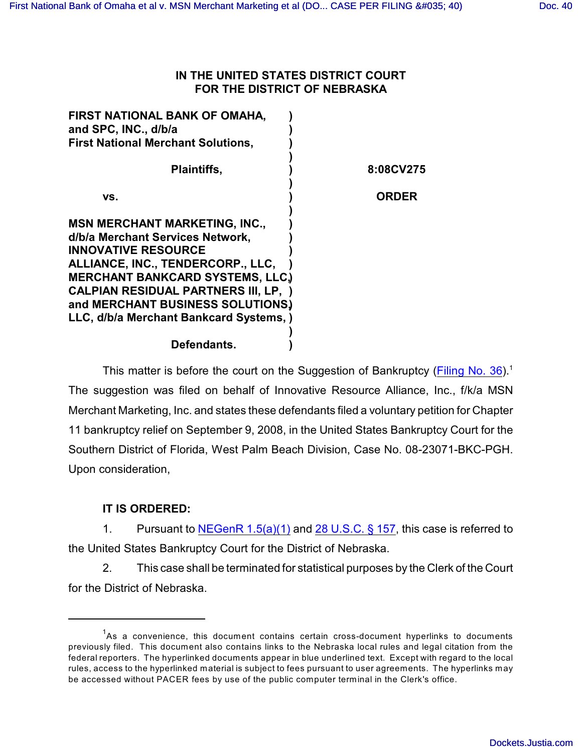# IN THE UNITED STATES DISTRICT COURT FOR THE DISTRICT OF NEBRASKA

**FIRST NATIONAL BANK OF OMAHA, and SPC, INC., d/b/a First National Merchant Solutions,**

**Plaintiffs,**

**vs.**

**MSN MERCHANT MARKETING, INC., d/b/a Merchant Services Network, INNOVATIVE RESOURCE ALLIANCE, INC., TENDERCORP., LLC, MERCHANT BANKCARD SYSTEMS, LLC, CALPIAN RESIDUAL PARTNERS III, LP, and MERCHANT BUSINESS SOLUTIONS, LLC, d/b/a Merchant Bankcard Systems,**

**Defendants.**

**8:08CV275**

**ORDER**

This matter is before the court on the Suggestion of Bankruptcy (Filing No. 36).[1] The suggestion was filed on behalf of Innovative Resource Alliance, Inc., f/k/a MSN Merchant Marketing, Inc. and states these defendants filed a voluntary petition for Chapter 11 bankruptcy relief on September 9, 2008, in the United States Bankruptcy Court for the Southern District of Florida, West Palm Beach Division, Case No. 08-23071-BKC-PGH. Upon consideration,

**IT IS ORDERED:**

1. Pursuant to NEGenR 1.5(a)(1) and 28 U.S.C. § 157, this case is referred to the United States Bankruptcy Court for the District of Nebraska.

2. This case shall be terminated for statistical purposes by the Clerk of the Court for the District of Nebraska.

---

[1] As a convenience, this document contains certain cross-document hyperlinks to documents previously filed. This document also contains links to the Nebraska local rules and legal citation from the federal reporters. The hyperlinked documents appear in blue underlined text. Except with regard to the local rules, access to the hyperlinked material is subject to fees pursuant to user agreements. The hyperlinks may be accessed without PACER fees by use of the public computer terminal in the Clerk's office.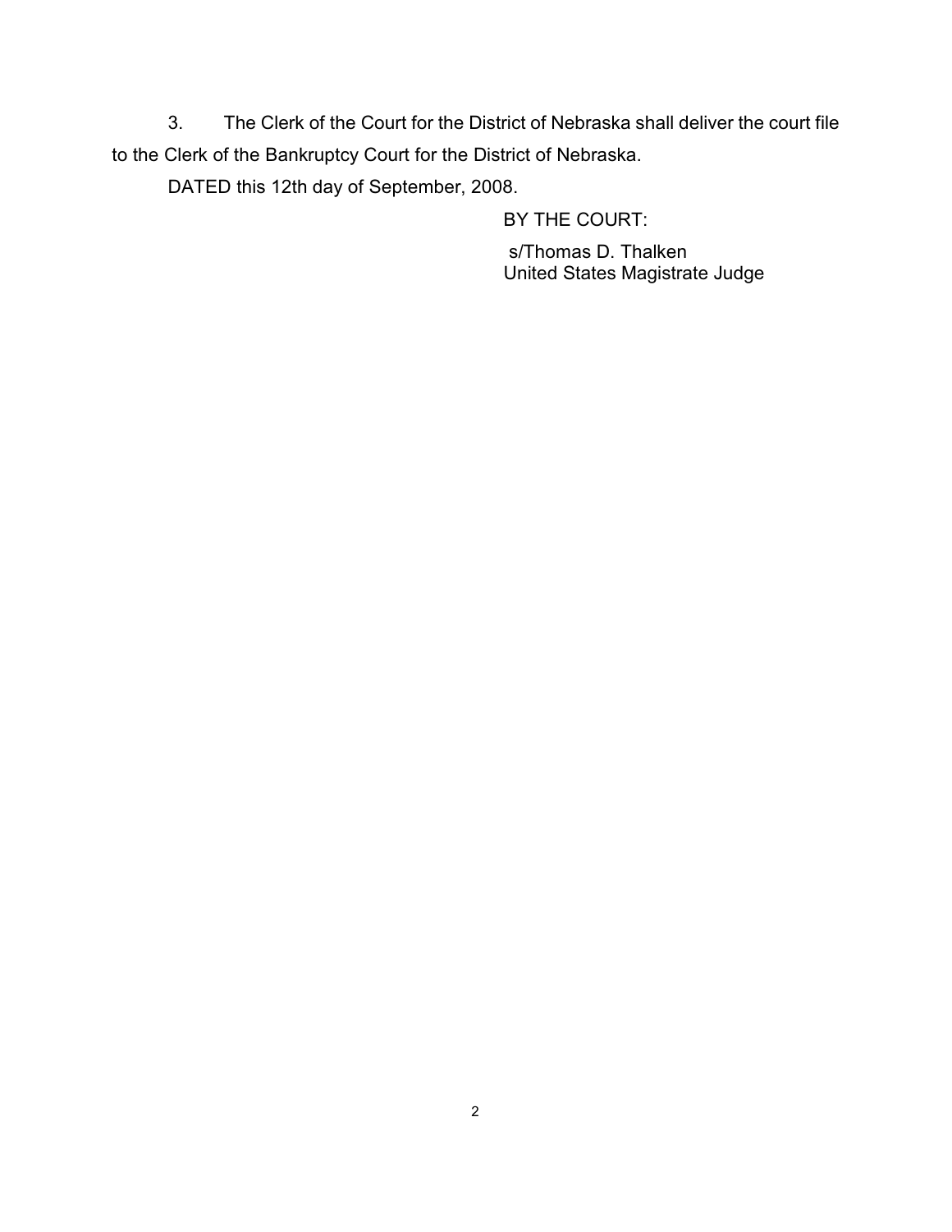3. The Clerk of the Court for the District of Nebraska shall deliver the court file to the Clerk of the Bankruptcy Court for the District of Nebraska.

DATED this 12th day of September, 2008.

BY THE COURT:

s/Thomas D. Thalken
United States Magistrate Judge